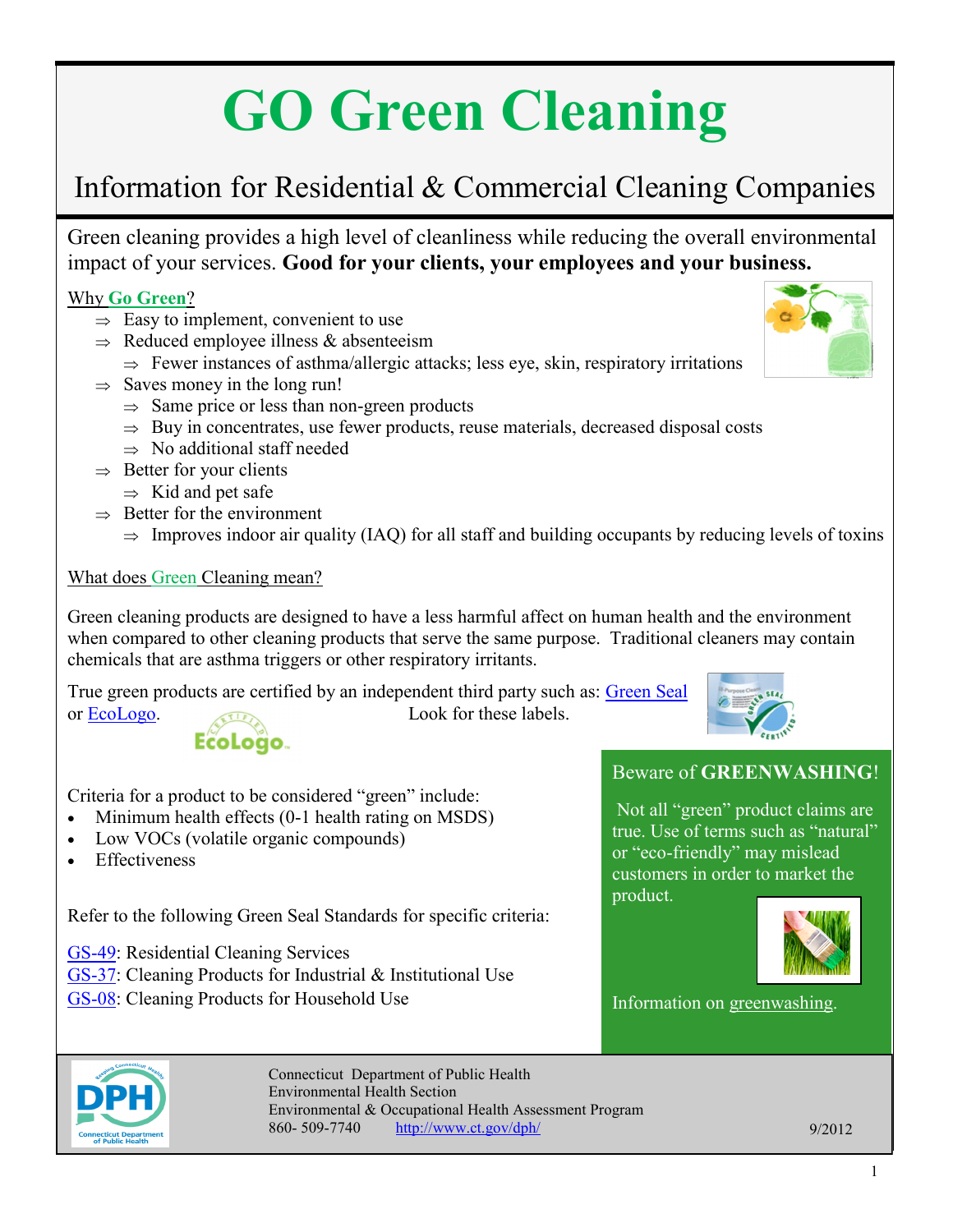# GO Green Cleaning

## Information for Residential & Commercial Cleaning Companies

Green cleaning provides a high level of cleanliness while reducing the overall environmental impact of your services. **Good for your clients, your employees and your business.**

### Why Go Green?

- ⇒ Easy to implement, convenient to use
- ⇒ Reduced employee illness & absenteeism
  - ⇒ Fewer instances of asthma/allergic attacks; less eye, skin, respiratory irritations
- ⇒ Saves money in the long run!
  - ⇒ Same price or less than non-green products
  - ⇒ Buy in concentrates, use fewer products, reuse materials, decreased disposal costs
  - ⇒ No additional staff needed
- ⇒ Better for your clients
  - ⇒ Kid and pet safe
- ⇒ Better for the environment
  - ⇒ Improves indoor air quality (IAQ) for all staff and building occupants by reducing levels of toxins

### What does Green Cleaning mean?

Green cleaning products are designed to have a less harmful affect on human health and the environment when compared to other cleaning products that serve the same purpose. Traditional cleaners may contain chemicals that are asthma triggers or other respiratory irritants.

True green products are certified by an independent third party such as: Green Seal or EcoLogo. Look for these labels.

Criteria for a product to be considered "green" include:

- Minimum health effects (0-1 health rating on MSDS)
- Low VOCs (volatile organic compounds)
- Effectiveness

Refer to the following Green Seal Standards for specific criteria:

GS-49: Residential Cleaning Services
GS-37: Cleaning Products for Industrial & Institutional Use
GS-08: Cleaning Products for Household Use

### Beware of **GREENWASHING**!

Not all "green" product claims are true. Use of terms such as "natural" or "eco-friendly" may mislead customers in order to market the product.

Information on greenwashing.

Connecticut Department of Public Health
Environmental Health Section
Environmental & Occupational Health Assessment Program
860- 509-7740 http://www.ct.gov/dph/

9/2012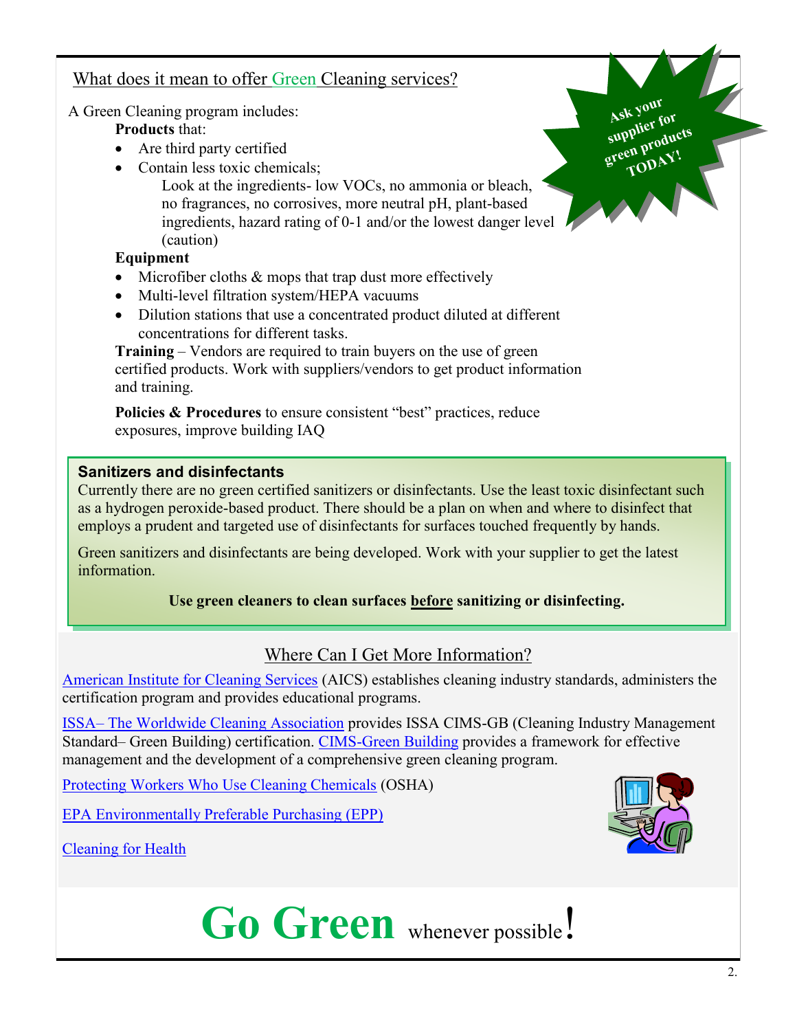## What does it mean to offer Green Cleaning services?

Ask your supplier for green products TODAY!

A Green Cleaning program includes:

**Products** that:

- Are third party certified
- Contain less toxic chemicals;

  Look at the ingredients- low VOCs, no ammonia or bleach, no fragrances, no corrosives, more neutral pH, plant-based ingredients, hazard rating of 0-1 and/or the lowest danger level (caution)

**Equipment**

- Microfiber cloths & mops that trap dust more effectively
- Multi-level filtration system/HEPA vacuums
- Dilution stations that use a concentrated product diluted at different concentrations for different tasks.

**Training** – Vendors are required to train buyers on the use of green certified products. Work with suppliers/vendors to get product information and training.

**Policies & Procedures** to ensure consistent "best" practices, reduce exposures, improve building IAQ

### Sanitizers and disinfectants

Currently there are no green certified sanitizers or disinfectants. Use the least toxic disinfectant such as a hydrogen peroxide-based product. There should be a plan on when and where to disinfect that employs a prudent and targeted use of disinfectants for surfaces touched frequently by hands.

Green sanitizers and disinfectants are being developed. Work with your supplier to get the latest information.

**Use green cleaners to clean surfaces before sanitizing or disinfecting.**

## Where Can I Get More Information?

American Institute for Cleaning Services (AICS) establishes cleaning industry standards, administers the certification program and provides educational programs.

ISSA– The Worldwide Cleaning Association provides ISSA CIMS-GB (Cleaning Industry Management Standard– Green Building) certification. CIMS-Green Building provides a framework for effective management and the development of a comprehensive green cleaning program.

Protecting Workers Who Use Cleaning Chemicals (OSHA)

EPA Environmentally Preferable Purchasing (EPP)

Cleaning for Health

# Go Green whenever possible!